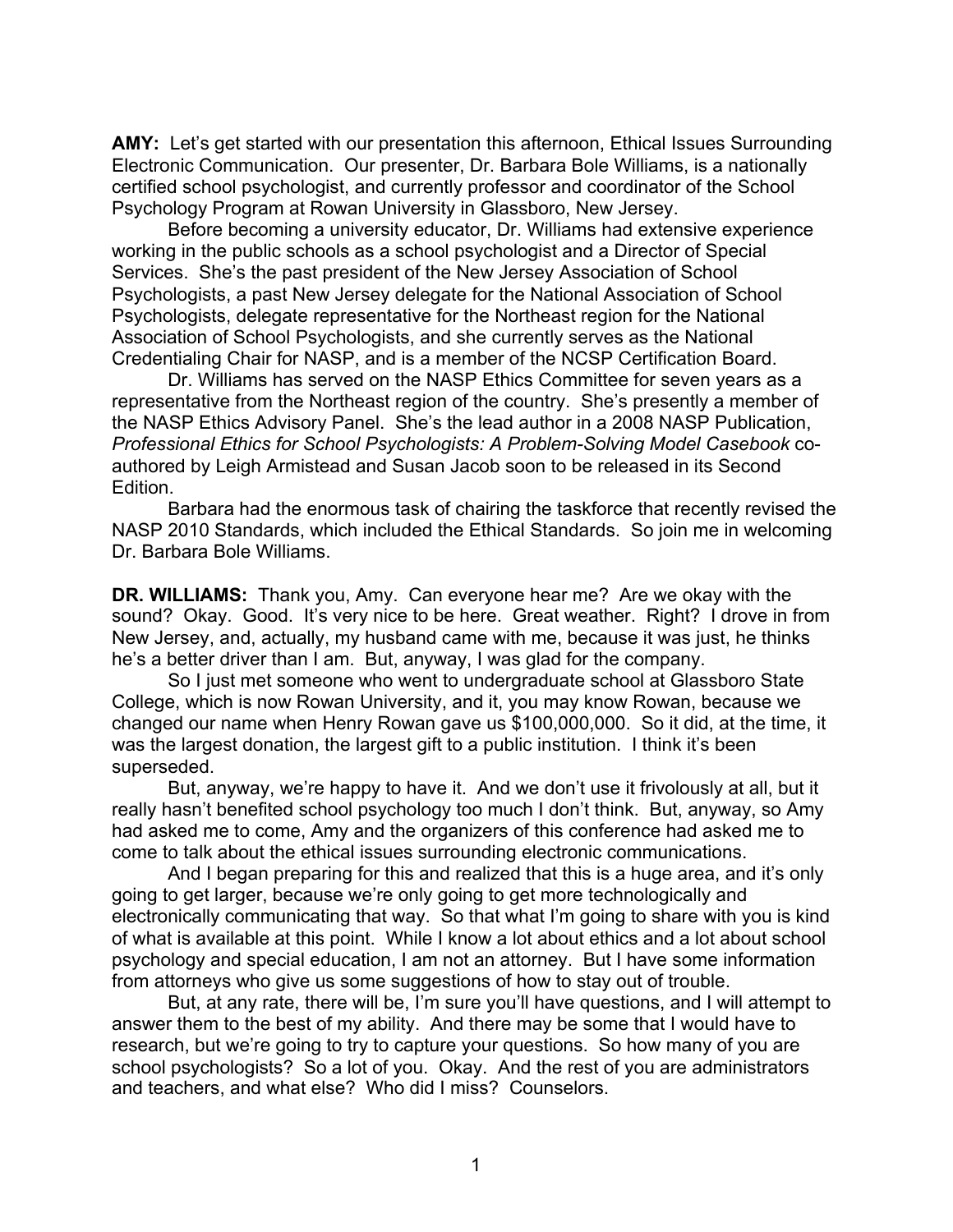**AMY:** Let's get started with our presentation this afternoon, Ethical Issues Surrounding Electronic Communication. Our presenter, Dr. Barbara Bole Williams, is a nationally certified school psychologist, and currently professor and coordinator of the School Psychology Program at Rowan University in Glassboro, New Jersey.

Before becoming a university educator, Dr. Williams had extensive experience working in the public schools as a school psychologist and a Director of Special Services. She's the past president of the New Jersey Association of School Psychologists, a past New Jersey delegate for the National Association of School Psychologists, delegate representative for the Northeast region for the National Association of School Psychologists, and she currently serves as the National Credentialing Chair for NASP, and is a member of the NCSP Certification Board.

Dr. Williams has served on the NASP Ethics Committee for seven years as a representative from the Northeast region of the country. She's presently a member of the NASP Ethics Advisory Panel. She's the lead author in a 2008 NASP Publication, *Professional Ethics for School Psychologists: A Problem-Solving Model Casebook* co-authored by Leigh Armistead and Susan Jacob soon to be released in its Second Edition.

Barbara had the enormous task of chairing the taskforce that recently revised the NASP 2010 Standards, which included the Ethical Standards. So join me in welcoming Dr. Barbara Bole Williams.

**DR. WILLIAMS:** Thank you, Amy. Can everyone hear me? Are we okay with the sound? Okay. Good. It's very nice to be here. Great weather. Right? I drove in from New Jersey, and, actually, my husband came with me, because it was just, he thinks he's a better driver than I am. But, anyway, I was glad for the company.

So I just met someone who went to undergraduate school at Glassboro State College, which is now Rowan University, and it, you may know Rowan, because we changed our name when Henry Rowan gave us $100,000,000. So it did, at the time, it was the largest donation, the largest gift to a public institution. I think it's been superseded.

But, anyway, we're happy to have it. And we don't use it frivolously at all, but it really hasn't benefited school psychology too much I don't think. But, anyway, so Amy had asked me to come, Amy and the organizers of this conference had asked me to come to talk about the ethical issues surrounding electronic communications.

And I began preparing for this and realized that this is a huge area, and it's only going to get larger, because we're only going to get more technologically and electronically communicating that way. So that what I'm going to share with you is kind of what is available at this point. While I know a lot about ethics and a lot about school psychology and special education, I am not an attorney. But I have some information from attorneys who give us some suggestions of how to stay out of trouble.

But, at any rate, there will be, I'm sure you'll have questions, and I will attempt to answer them to the best of my ability. And there may be some that I would have to research, but we're going to try to capture your questions. So how many of you are school psychologists? So a lot of you. Okay. And the rest of you are administrators and teachers, and what else? Who did I miss? Counselors.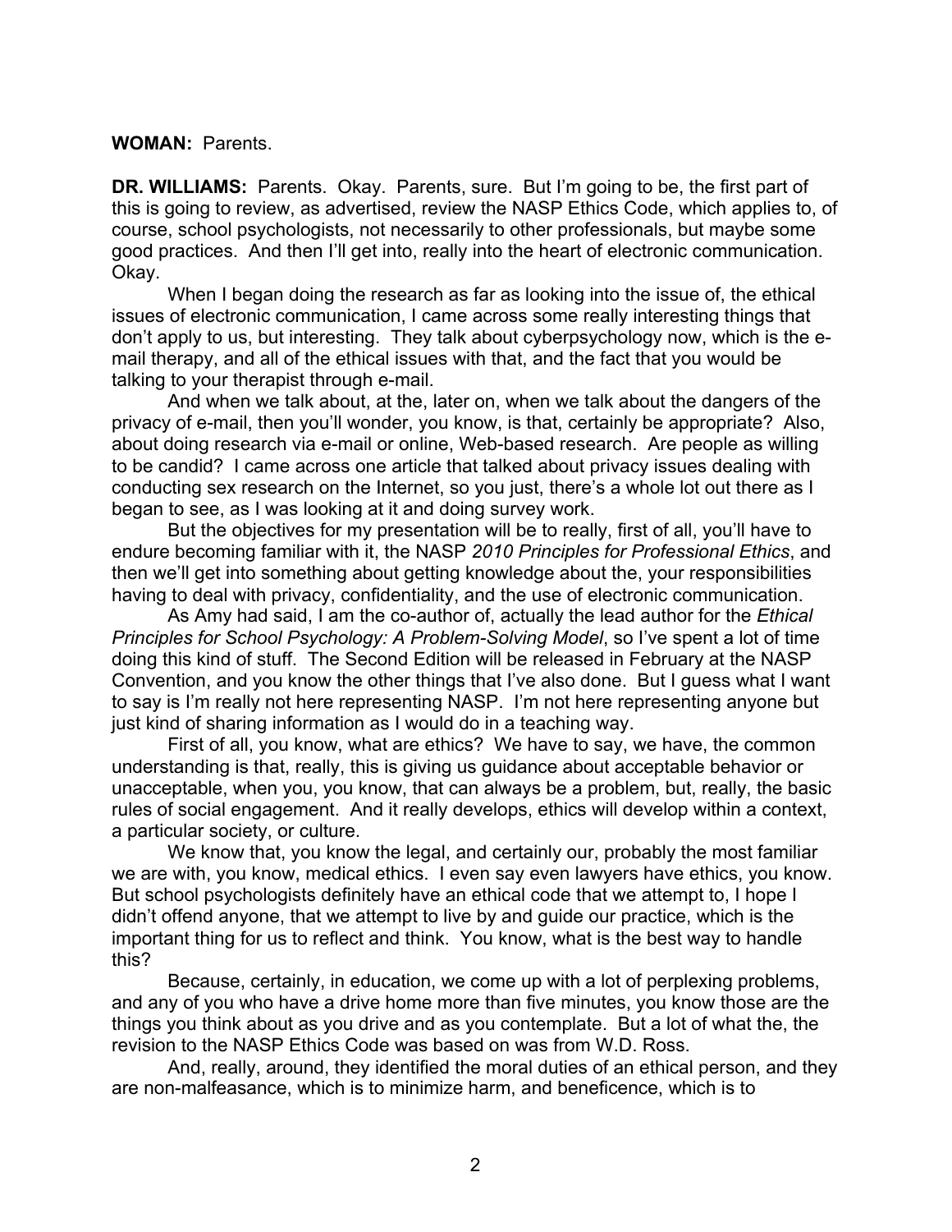**WOMAN:** Parents.

**DR. WILLIAMS:** Parents. Okay. Parents, sure. But I'm going to be, the first part of this is going to review, as advertised, review the NASP Ethics Code, which applies to, of course, school psychologists, not necessarily to other professionals, but maybe some good practices. And then I'll get into, really into the heart of electronic communication. Okay.

When I began doing the research as far as looking into the issue of, the ethical issues of electronic communication, I came across some really interesting things that don't apply to us, but interesting. They talk about cyberpsychology now, which is the e-mail therapy, and all of the ethical issues with that, and the fact that you would be talking to your therapist through e-mail.

And when we talk about, at the, later on, when we talk about the dangers of the privacy of e-mail, then you'll wonder, you know, is that, certainly be appropriate? Also, about doing research via e-mail or online, Web-based research. Are people as willing to be candid? I came across one article that talked about privacy issues dealing with conducting sex research on the Internet, so you just, there's a whole lot out there as I began to see, as I was looking at it and doing survey work.

But the objectives for my presentation will be to really, first of all, you'll have to endure becoming familiar with it, the NASP *2010 Principles for Professional Ethics*, and then we'll get into something about getting knowledge about the, your responsibilities having to deal with privacy, confidentiality, and the use of electronic communication.

As Amy had said, I am the co-author of, actually the lead author for the *Ethical Principles for School Psychology: A Problem-Solving Model*, so I've spent a lot of time doing this kind of stuff. The Second Edition will be released in February at the NASP Convention, and you know the other things that I've also done. But I guess what I want to say is I'm really not here representing NASP. I'm not here representing anyone but just kind of sharing information as I would do in a teaching way.

First of all, you know, what are ethics? We have to say, we have, the common understanding is that, really, this is giving us guidance about acceptable behavior or unacceptable, when you, you know, that can always be a problem, but, really, the basic rules of social engagement. And it really develops, ethics will develop within a context, a particular society, or culture.

We know that, you know the legal, and certainly our, probably the most familiar we are with, you know, medical ethics. I even say even lawyers have ethics, you know. But school psychologists definitely have an ethical code that we attempt to, I hope I didn't offend anyone, that we attempt to live by and guide our practice, which is the important thing for us to reflect and think. You know, what is the best way to handle this?

Because, certainly, in education, we come up with a lot of perplexing problems, and any of you who have a drive home more than five minutes, you know those are the things you think about as you drive and as you contemplate. But a lot of what the, the revision to the NASP Ethics Code was based on was from W.D. Ross.

And, really, around, they identified the moral duties of an ethical person, and they are non-malfeasance, which is to minimize harm, and beneficence, which is to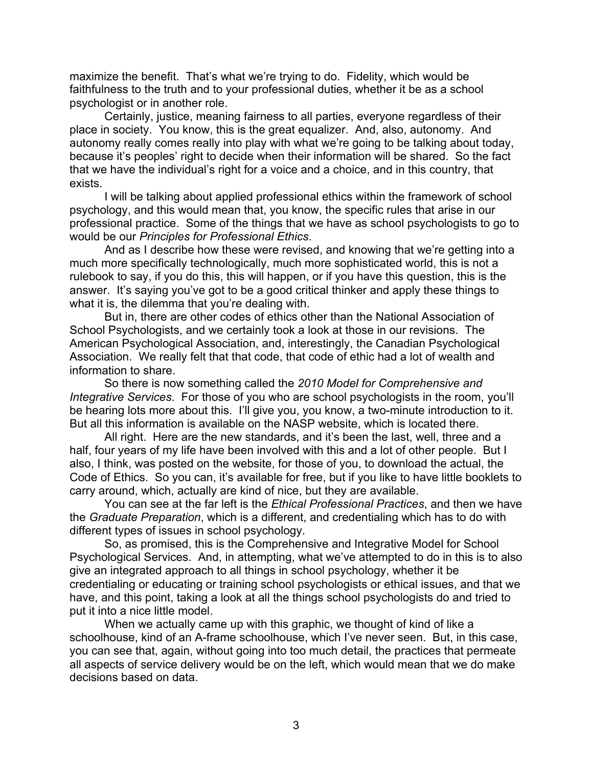maximize the benefit. That's what we're trying to do. Fidelity, which would be faithfulness to the truth and to your professional duties, whether it be as a school psychologist or in another role.

Certainly, justice, meaning fairness to all parties, everyone regardless of their place in society. You know, this is the great equalizer. And, also, autonomy. And autonomy really comes really into play with what we're going to be talking about today, because it's peoples' right to decide when their information will be shared. So the fact that we have the individual's right for a voice and a choice, and in this country, that exists.

I will be talking about applied professional ethics within the framework of school psychology, and this would mean that, you know, the specific rules that arise in our professional practice. Some of the things that we have as school psychologists to go to would be our *Principles for Professional Ethics*.

And as I describe how these were revised, and knowing that we're getting into a much more specifically technologically, much more sophisticated world, this is not a rulebook to say, if you do this, this will happen, or if you have this question, this is the answer. It's saying you've got to be a good critical thinker and apply these things to what it is, the dilemma that you're dealing with.

But in, there are other codes of ethics other than the National Association of School Psychologists, and we certainly took a look at those in our revisions. The American Psychological Association, and, interestingly, the Canadian Psychological Association. We really felt that that code, that code of ethic had a lot of wealth and information to share.

So there is now something called the *2010 Model for Comprehensive and Integrative Services*. For those of you who are school psychologists in the room, you'll be hearing lots more about this. I'll give you, you know, a two-minute introduction to it. But all this information is available on the NASP website, which is located there.

All right. Here are the new standards, and it's been the last, well, three and a half, four years of my life have been involved with this and a lot of other people. But I also, I think, was posted on the website, for those of you, to download the actual, the Code of Ethics. So you can, it's available for free, but if you like to have little booklets to carry around, which, actually are kind of nice, but they are available.

You can see at the far left is the *Ethical Professional Practices*, and then we have the *Graduate Preparation*, which is a different, and credentialing which has to do with different types of issues in school psychology.

So, as promised, this is the Comprehensive and Integrative Model for School Psychological Services. And, in attempting, what we've attempted to do in this is to also give an integrated approach to all things in school psychology, whether it be credentialing or educating or training school psychologists or ethical issues, and that we have, and this point, taking a look at all the things school psychologists do and tried to put it into a nice little model.

When we actually came up with this graphic, we thought of kind of like a schoolhouse, kind of an A-frame schoolhouse, which I've never seen. But, in this case, you can see that, again, without going into too much detail, the practices that permeate all aspects of service delivery would be on the left, which would mean that we do make decisions based on data.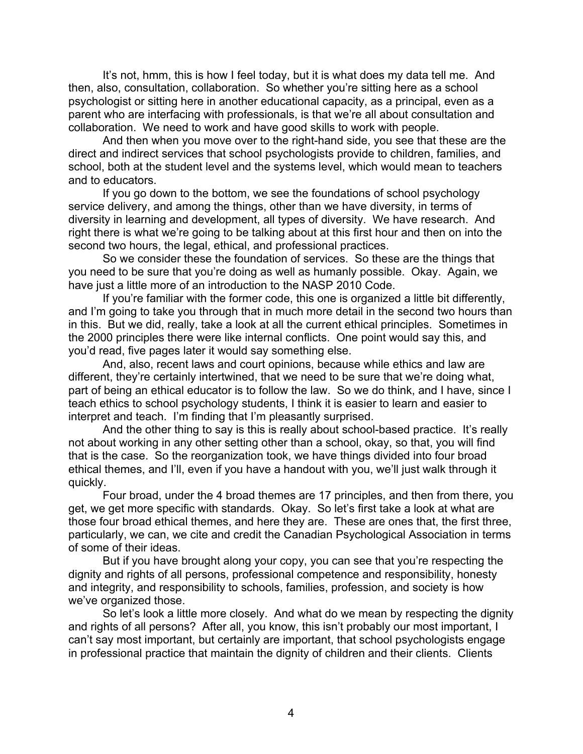It's not, hmm, this is how I feel today, but it is what does my data tell me. And then, also, consultation, collaboration. So whether you're sitting here as a school psychologist or sitting here in another educational capacity, as a principal, even as a parent who are interfacing with professionals, is that we're all about consultation and collaboration. We need to work and have good skills to work with people.

And then when you move over to the right-hand side, you see that these are the direct and indirect services that school psychologists provide to children, families, and school, both at the student level and the systems level, which would mean to teachers and to educators.

If you go down to the bottom, we see the foundations of school psychology service delivery, and among the things, other than we have diversity, in terms of diversity in learning and development, all types of diversity. We have research. And right there is what we're going to be talking about at this first hour and then on into the second two hours, the legal, ethical, and professional practices.

So we consider these the foundation of services. So these are the things that you need to be sure that you're doing as well as humanly possible. Okay. Again, we have just a little more of an introduction to the NASP 2010 Code.

If you're familiar with the former code, this one is organized a little bit differently, and I'm going to take you through that in much more detail in the second two hours than in this. But we did, really, take a look at all the current ethical principles. Sometimes in the 2000 principles there were like internal conflicts. One point would say this, and you'd read, five pages later it would say something else.

And, also, recent laws and court opinions, because while ethics and law are different, they're certainly intertwined, that we need to be sure that we're doing what, part of being an ethical educator is to follow the law. So we do think, and I have, since I teach ethics to school psychology students, I think it is easier to learn and easier to interpret and teach. I'm finding that I'm pleasantly surprised.

And the other thing to say is this is really about school-based practice. It's really not about working in any other setting other than a school, okay, so that, you will find that is the case. So the reorganization took, we have things divided into four broad ethical themes, and I'll, even if you have a handout with you, we'll just walk through it quickly.

Four broad, under the 4 broad themes are 17 principles, and then from there, you get, we get more specific with standards. Okay. So let's first take a look at what are those four broad ethical themes, and here they are. These are ones that, the first three, particularly, we can, we cite and credit the Canadian Psychological Association in terms of some of their ideas.

But if you have brought along your copy, you can see that you're respecting the dignity and rights of all persons, professional competence and responsibility, honesty and integrity, and responsibility to schools, families, profession, and society is how we've organized those.

So let's look a little more closely. And what do we mean by respecting the dignity and rights of all persons? After all, you know, this isn't probably our most important, I can't say most important, but certainly are important, that school psychologists engage in professional practice that maintain the dignity of children and their clients. Clients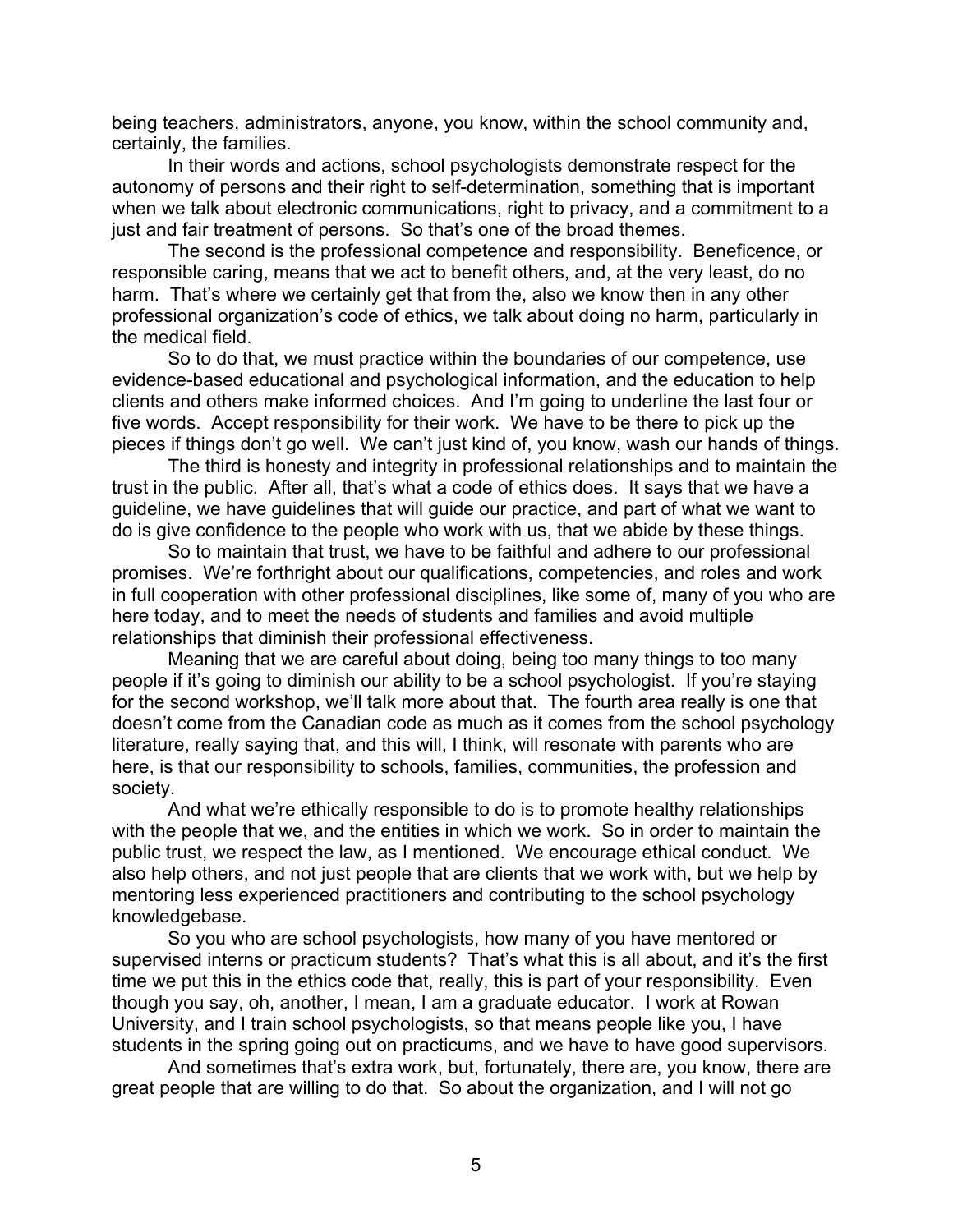being teachers, administrators, anyone, you know, within the school community and, certainly, the families.

In their words and actions, school psychologists demonstrate respect for the autonomy of persons and their right to self-determination, something that is important when we talk about electronic communications, right to privacy, and a commitment to a just and fair treatment of persons. So that's one of the broad themes.

The second is the professional competence and responsibility. Beneficence, or responsible caring, means that we act to benefit others, and, at the very least, do no harm. That's where we certainly get that from the, also we know then in any other professional organization's code of ethics, we talk about doing no harm, particularly in the medical field.

So to do that, we must practice within the boundaries of our competence, use evidence-based educational and psychological information, and the education to help clients and others make informed choices. And I'm going to underline the last four or five words. Accept responsibility for their work. We have to be there to pick up the pieces if things don't go well. We can't just kind of, you know, wash our hands of things.

The third is honesty and integrity in professional relationships and to maintain the trust in the public. After all, that's what a code of ethics does. It says that we have a guideline, we have guidelines that will guide our practice, and part of what we want to do is give confidence to the people who work with us, that we abide by these things.

So to maintain that trust, we have to be faithful and adhere to our professional promises. We're forthright about our qualifications, competencies, and roles and work in full cooperation with other professional disciplines, like some of, many of you who are here today, and to meet the needs of students and families and avoid multiple relationships that diminish their professional effectiveness.

Meaning that we are careful about doing, being too many things to too many people if it's going to diminish our ability to be a school psychologist. If you're staying for the second workshop, we'll talk more about that. The fourth area really is one that doesn't come from the Canadian code as much as it comes from the school psychology literature, really saying that, and this will, I think, will resonate with parents who are here, is that our responsibility to schools, families, communities, the profession and society.

And what we're ethically responsible to do is to promote healthy relationships with the people that we, and the entities in which we work. So in order to maintain the public trust, we respect the law, as I mentioned. We encourage ethical conduct. We also help others, and not just people that are clients that we work with, but we help by mentoring less experienced practitioners and contributing to the school psychology knowledgebase.

So you who are school psychologists, how many of you have mentored or supervised interns or practicum students? That's what this is all about, and it's the first time we put this in the ethics code that, really, this is part of your responsibility. Even though you say, oh, another, I mean, I am a graduate educator. I work at Rowan University, and I train school psychologists, so that means people like you, I have students in the spring going out on practicums, and we have to have good supervisors.

And sometimes that's extra work, but, fortunately, there are, you know, there are great people that are willing to do that. So about the organization, and I will not go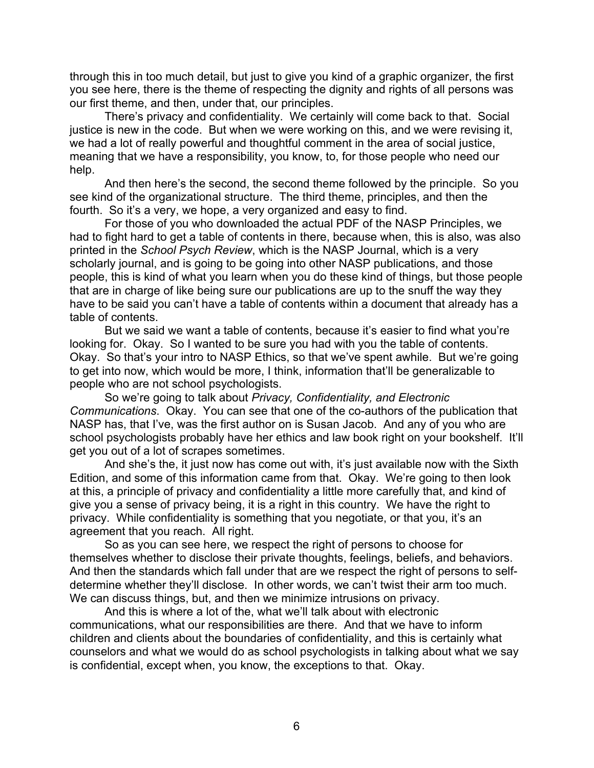through this in too much detail, but just to give you kind of a graphic organizer, the first you see here, there is the theme of respecting the dignity and rights of all persons was our first theme, and then, under that, our principles.

There's privacy and confidentiality. We certainly will come back to that. Social justice is new in the code. But when we were working on this, and we were revising it, we had a lot of really powerful and thoughtful comment in the area of social justice, meaning that we have a responsibility, you know, to, for those people who need our help.

And then here's the second, the second theme followed by the principle. So you see kind of the organizational structure. The third theme, principles, and then the fourth. So it's a very, we hope, a very organized and easy to find.

For those of you who downloaded the actual PDF of the NASP Principles, we had to fight hard to get a table of contents in there, because when, this is also, was also printed in the *School Psych Review*, which is the NASP Journal, which is a very scholarly journal, and is going to be going into other NASP publications, and those people, this is kind of what you learn when you do these kind of things, but those people that are in charge of like being sure our publications are up to the snuff the way they have to be said you can't have a table of contents within a document that already has a table of contents.

But we said we want a table of contents, because it's easier to find what you're looking for. Okay. So I wanted to be sure you had with you the table of contents. Okay. So that's your intro to NASP Ethics, so that we've spent awhile. But we're going to get into now, which would be more, I think, information that'll be generalizable to people who are not school psychologists.

So we're going to talk about *Privacy, Confidentiality, and Electronic Communications*. Okay. You can see that one of the co-authors of the publication that NASP has, that I've, was the first author on is Susan Jacob. And any of you who are school psychologists probably have her ethics and law book right on your bookshelf. It'll get you out of a lot of scrapes sometimes.

And she's the, it just now has come out with, it's just available now with the Sixth Edition, and some of this information came from that. Okay. We're going to then look at this, a principle of privacy and confidentiality a little more carefully that, and kind of give you a sense of privacy being, it is a right in this country. We have the right to privacy. While confidentiality is something that you negotiate, or that you, it's an agreement that you reach. All right.

So as you can see here, we respect the right of persons to choose for themselves whether to disclose their private thoughts, feelings, beliefs, and behaviors. And then the standards which fall under that are we respect the right of persons to self-determine whether they'll disclose. In other words, we can't twist their arm too much. We can discuss things, but, and then we minimize intrusions on privacy.

And this is where a lot of the, what we'll talk about with electronic communications, what our responsibilities are there. And that we have to inform children and clients about the boundaries of confidentiality, and this is certainly what counselors and what we would do as school psychologists in talking about what we say is confidential, except when, you know, the exceptions to that. Okay.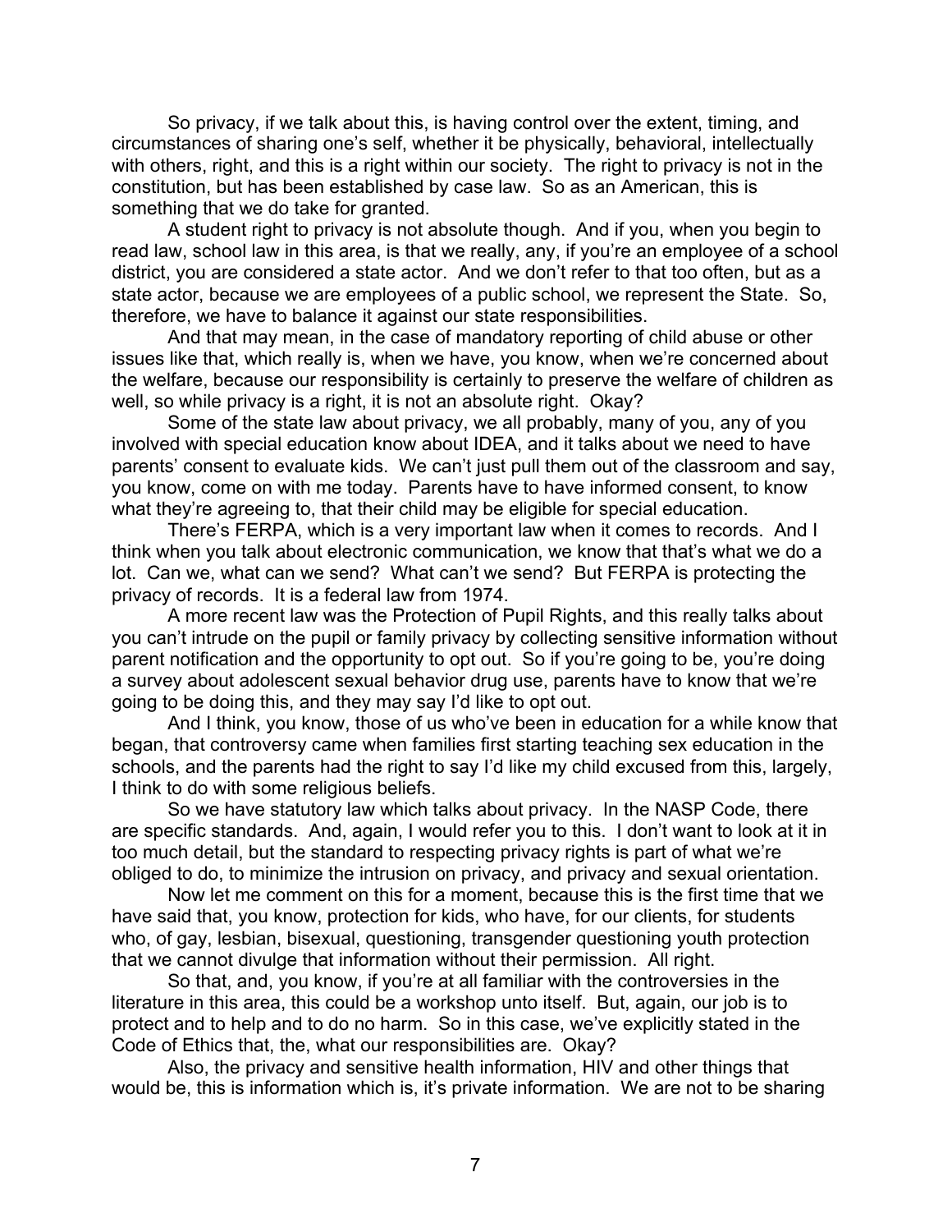So privacy, if we talk about this, is having control over the extent, timing, and circumstances of sharing one's self, whether it be physically, behavioral, intellectually with others, right, and this is a right within our society. The right to privacy is not in the constitution, but has been established by case law. So as an American, this is something that we do take for granted.

A student right to privacy is not absolute though. And if you, when you begin to read law, school law in this area, is that we really, any, if you're an employee of a school district, you are considered a state actor. And we don't refer to that too often, but as a state actor, because we are employees of a public school, we represent the State. So, therefore, we have to balance it against our state responsibilities.

And that may mean, in the case of mandatory reporting of child abuse or other issues like that, which really is, when we have, you know, when we're concerned about the welfare, because our responsibility is certainly to preserve the welfare of children as well, so while privacy is a right, it is not an absolute right. Okay?

Some of the state law about privacy, we all probably, many of you, any of you involved with special education know about IDEA, and it talks about we need to have parents' consent to evaluate kids. We can't just pull them out of the classroom and say, you know, come on with me today. Parents have to have informed consent, to know what they're agreeing to, that their child may be eligible for special education.

There's FERPA, which is a very important law when it comes to records. And I think when you talk about electronic communication, we know that that's what we do a lot. Can we, what can we send? What can't we send? But FERPA is protecting the privacy of records. It is a federal law from 1974.

A more recent law was the Protection of Pupil Rights, and this really talks about you can't intrude on the pupil or family privacy by collecting sensitive information without parent notification and the opportunity to opt out. So if you're going to be, you're doing a survey about adolescent sexual behavior drug use, parents have to know that we're going to be doing this, and they may say I'd like to opt out.

And I think, you know, those of us who've been in education for a while know that began, that controversy came when families first starting teaching sex education in the schools, and the parents had the right to say I'd like my child excused from this, largely, I think to do with some religious beliefs.

So we have statutory law which talks about privacy. In the NASP Code, there are specific standards. And, again, I would refer you to this. I don't want to look at it in too much detail, but the standard to respecting privacy rights is part of what we're obliged to do, to minimize the intrusion on privacy, and privacy and sexual orientation.

Now let me comment on this for a moment, because this is the first time that we have said that, you know, protection for kids, who have, for our clients, for students who, of gay, lesbian, bisexual, questioning, transgender questioning youth protection that we cannot divulge that information without their permission. All right.

So that, and, you know, if you're at all familiar with the controversies in the literature in this area, this could be a workshop unto itself. But, again, our job is to protect and to help and to do no harm. So in this case, we've explicitly stated in the Code of Ethics that, the, what our responsibilities are. Okay?

Also, the privacy and sensitive health information, HIV and other things that would be, this is information which is, it's private information. We are not to be sharing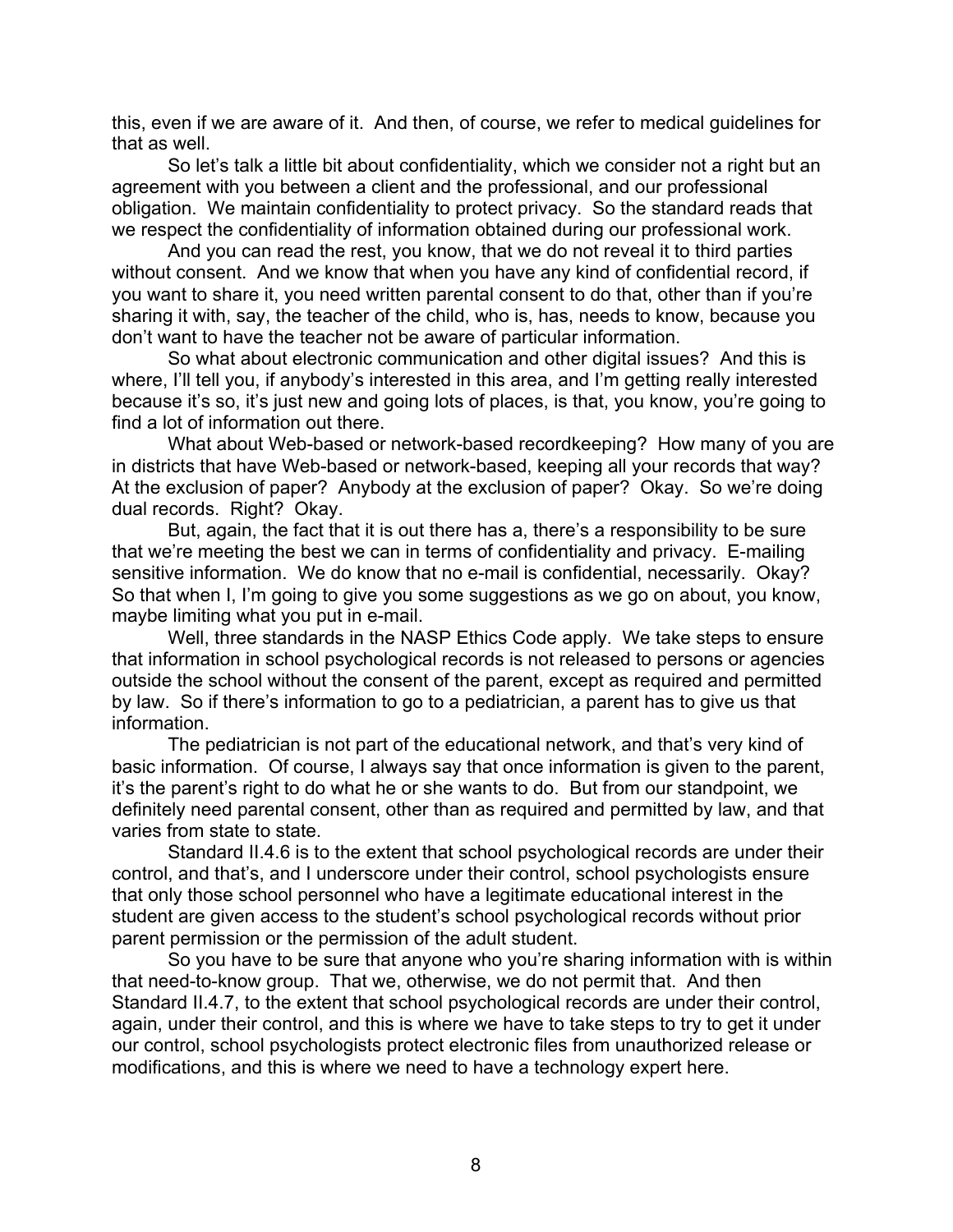this, even if we are aware of it. And then, of course, we refer to medical guidelines for that as well.

So let's talk a little bit about confidentiality, which we consider not a right but an agreement with you between a client and the professional, and our professional obligation. We maintain confidentiality to protect privacy. So the standard reads that we respect the confidentiality of information obtained during our professional work.

And you can read the rest, you know, that we do not reveal it to third parties without consent. And we know that when you have any kind of confidential record, if you want to share it, you need written parental consent to do that, other than if you're sharing it with, say, the teacher of the child, who is, has, needs to know, because you don't want to have the teacher not be aware of particular information.

So what about electronic communication and other digital issues? And this is where, I'll tell you, if anybody's interested in this area, and I'm getting really interested because it's so, it's just new and going lots of places, is that, you know, you're going to find a lot of information out there.

What about Web-based or network-based recordkeeping? How many of you are in districts that have Web-based or network-based, keeping all your records that way? At the exclusion of paper? Anybody at the exclusion of paper? Okay. So we're doing dual records. Right? Okay.

But, again, the fact that it is out there has a, there's a responsibility to be sure that we're meeting the best we can in terms of confidentiality and privacy. E-mailing sensitive information. We do know that no e-mail is confidential, necessarily. Okay? So that when I, I'm going to give you some suggestions as we go on about, you know, maybe limiting what you put in e-mail.

Well, three standards in the NASP Ethics Code apply. We take steps to ensure that information in school psychological records is not released to persons or agencies outside the school without the consent of the parent, except as required and permitted by law. So if there's information to go to a pediatrician, a parent has to give us that information.

The pediatrician is not part of the educational network, and that's very kind of basic information. Of course, I always say that once information is given to the parent, it's the parent's right to do what he or she wants to do. But from our standpoint, we definitely need parental consent, other than as required and permitted by law, and that varies from state to state.

Standard II.4.6 is to the extent that school psychological records are under their control, and that's, and I underscore under their control, school psychologists ensure that only those school personnel who have a legitimate educational interest in the student are given access to the student's school psychological records without prior parent permission or the permission of the adult student.

So you have to be sure that anyone who you're sharing information with is within that need-to-know group. That we, otherwise, we do not permit that. And then Standard II.4.7, to the extent that school psychological records are under their control, again, under their control, and this is where we have to take steps to try to get it under our control, school psychologists protect electronic files from unauthorized release or modifications, and this is where we need to have a technology expert here.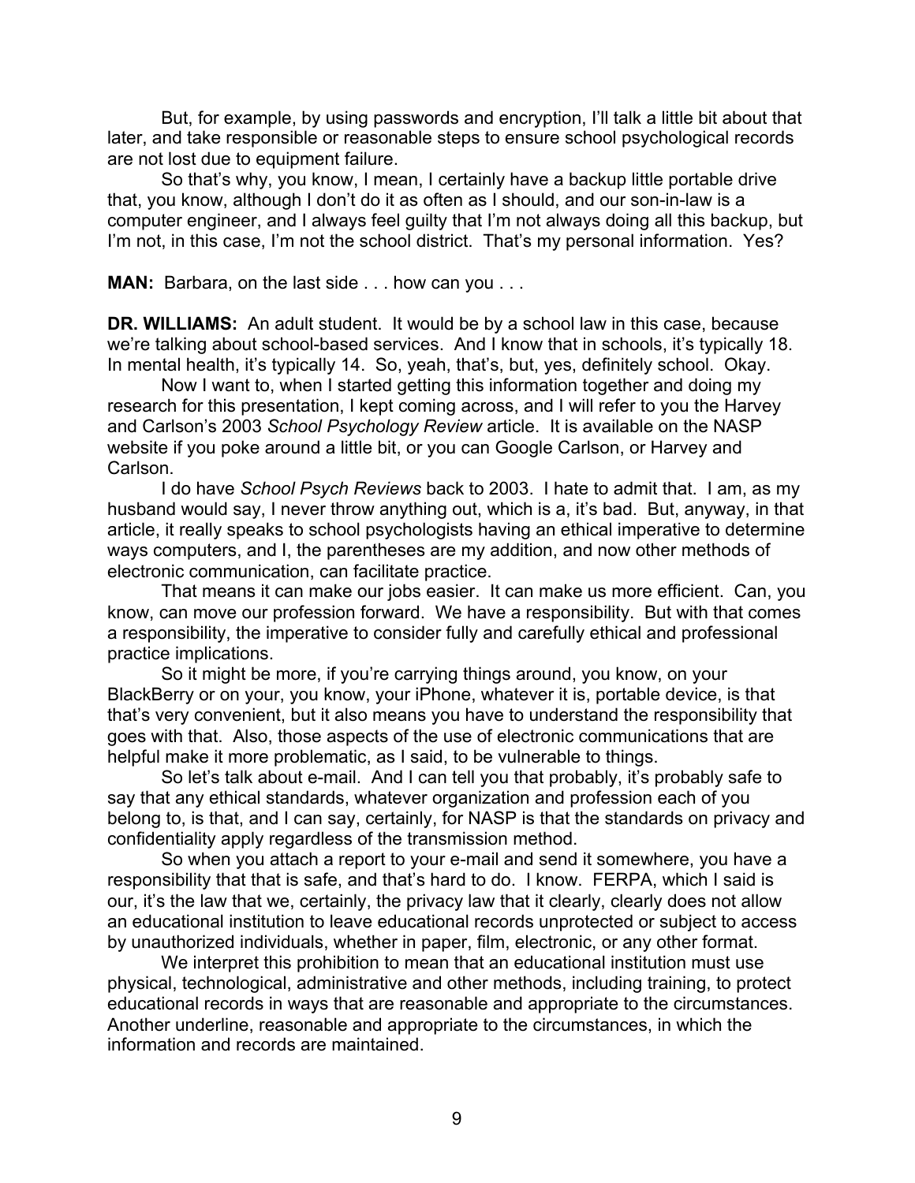But, for example, by using passwords and encryption, I'll talk a little bit about that later, and take responsible or reasonable steps to ensure school psychological records are not lost due to equipment failure.

So that's why, you know, I mean, I certainly have a backup little portable drive that, you know, although I don't do it as often as I should, and our son-in-law is a computer engineer, and I always feel guilty that I'm not always doing all this backup, but I'm not, in this case, I'm not the school district. That's my personal information. Yes?

**MAN:** Barbara, on the last side . . . how can you . . .

**DR. WILLIAMS:** An adult student. It would be by a school law in this case, because we're talking about school-based services. And I know that in schools, it's typically 18. In mental health, it's typically 14. So, yeah, that's, but, yes, definitely school. Okay.

Now I want to, when I started getting this information together and doing my research for this presentation, I kept coming across, and I will refer to you the Harvey and Carlson's 2003 *School Psychology Review* article. It is available on the NASP website if you poke around a little bit, or you can Google Carlson, or Harvey and Carlson.

I do have *School Psych Reviews* back to 2003. I hate to admit that. I am, as my husband would say, I never throw anything out, which is a, it's bad. But, anyway, in that article, it really speaks to school psychologists having an ethical imperative to determine ways computers, and I, the parentheses are my addition, and now other methods of electronic communication, can facilitate practice.

That means it can make our jobs easier. It can make us more efficient. Can, you know, can move our profession forward. We have a responsibility. But with that comes a responsibility, the imperative to consider fully and carefully ethical and professional practice implications.

So it might be more, if you're carrying things around, you know, on your BlackBerry or on your, you know, your iPhone, whatever it is, portable device, is that that's very convenient, but it also means you have to understand the responsibility that goes with that. Also, those aspects of the use of electronic communications that are helpful make it more problematic, as I said, to be vulnerable to things.

So let's talk about e-mail. And I can tell you that probably, it's probably safe to say that any ethical standards, whatever organization and profession each of you belong to, is that, and I can say, certainly, for NASP is that the standards on privacy and confidentiality apply regardless of the transmission method.

So when you attach a report to your e-mail and send it somewhere, you have a responsibility that that is safe, and that's hard to do. I know. FERPA, which I said is our, it's the law that we, certainly, the privacy law that it clearly, clearly does not allow an educational institution to leave educational records unprotected or subject to access by unauthorized individuals, whether in paper, film, electronic, or any other format.

We interpret this prohibition to mean that an educational institution must use physical, technological, administrative and other methods, including training, to protect educational records in ways that are reasonable and appropriate to the circumstances. Another underline, reasonable and appropriate to the circumstances, in which the information and records are maintained.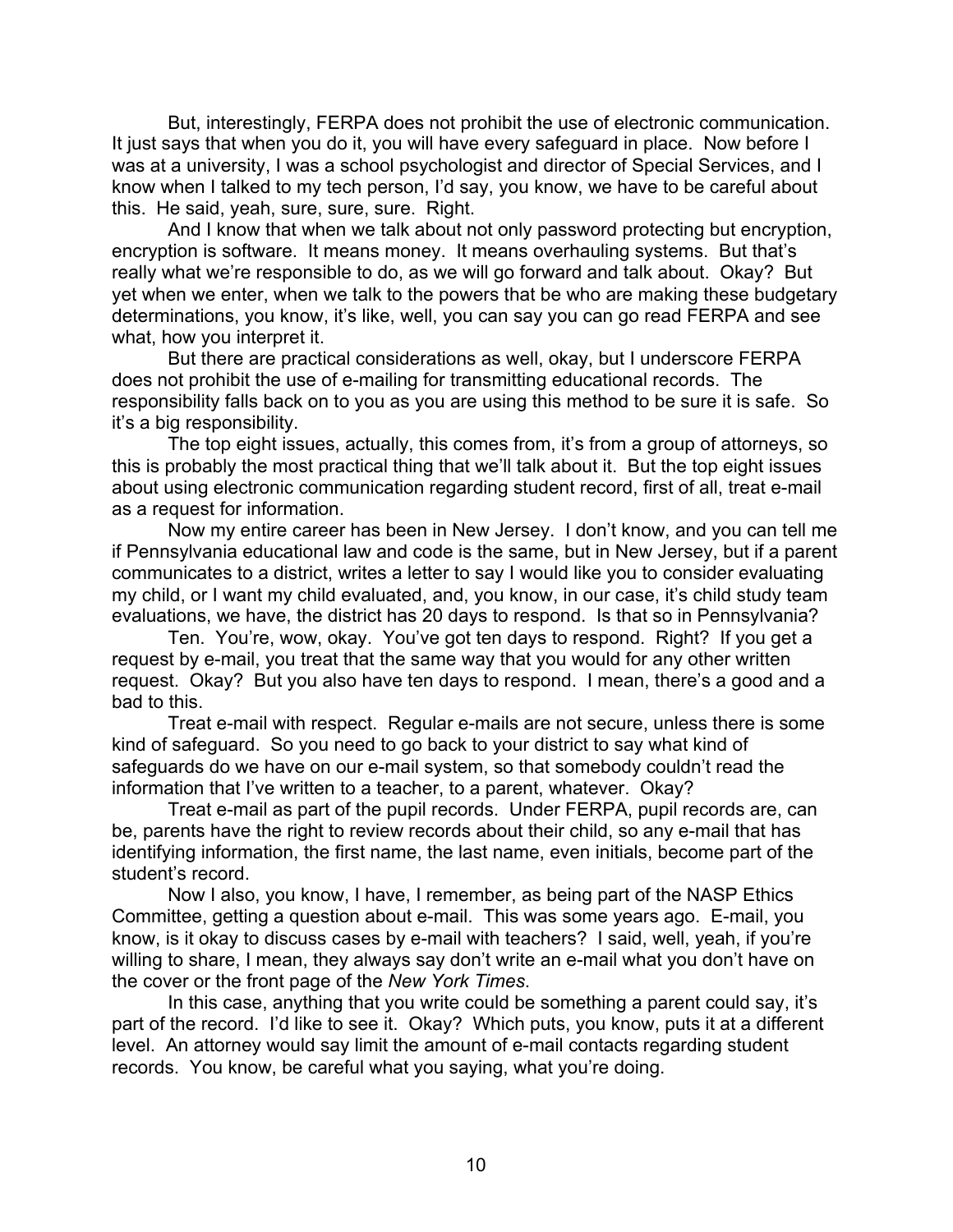But, interestingly, FERPA does not prohibit the use of electronic communication. It just says that when you do it, you will have every safeguard in place. Now before I was at a university, I was a school psychologist and director of Special Services, and I know when I talked to my tech person, I'd say, you know, we have to be careful about this. He said, yeah, sure, sure, sure. Right.

And I know that when we talk about not only password protecting but encryption, encryption is software. It means money. It means overhauling systems. But that's really what we're responsible to do, as we will go forward and talk about. Okay? But yet when we enter, when we talk to the powers that be who are making these budgetary determinations, you know, it's like, well, you can say you can go read FERPA and see what, how you interpret it.

But there are practical considerations as well, okay, but I underscore FERPA does not prohibit the use of e-mailing for transmitting educational records. The responsibility falls back on to you as you are using this method to be sure it is safe. So it's a big responsibility.

The top eight issues, actually, this comes from, it's from a group of attorneys, so this is probably the most practical thing that we'll talk about it. But the top eight issues about using electronic communication regarding student record, first of all, treat e-mail as a request for information.

Now my entire career has been in New Jersey. I don't know, and you can tell me if Pennsylvania educational law and code is the same, but in New Jersey, but if a parent communicates to a district, writes a letter to say I would like you to consider evaluating my child, or I want my child evaluated, and, you know, in our case, it's child study team evaluations, we have, the district has 20 days to respond. Is that so in Pennsylvania?

Ten. You're, wow, okay. You've got ten days to respond. Right? If you get a request by e-mail, you treat that the same way that you would for any other written request. Okay? But you also have ten days to respond. I mean, there's a good and a bad to this.

Treat e-mail with respect. Regular e-mails are not secure, unless there is some kind of safeguard. So you need to go back to your district to say what kind of safeguards do we have on our e-mail system, so that somebody couldn't read the information that I've written to a teacher, to a parent, whatever. Okay?

Treat e-mail as part of the pupil records. Under FERPA, pupil records are, can be, parents have the right to review records about their child, so any e-mail that has identifying information, the first name, the last name, even initials, become part of the student's record.

Now I also, you know, I have, I remember, as being part of the NASP Ethics Committee, getting a question about e-mail. This was some years ago. E-mail, you know, is it okay to discuss cases by e-mail with teachers? I said, well, yeah, if you're willing to share, I mean, they always say don't write an e-mail what you don't have on the cover or the front page of the *New York Times*.

In this case, anything that you write could be something a parent could say, it's part of the record. I'd like to see it. Okay? Which puts, you know, puts it at a different level. An attorney would say limit the amount of e-mail contacts regarding student records. You know, be careful what you saying, what you're doing.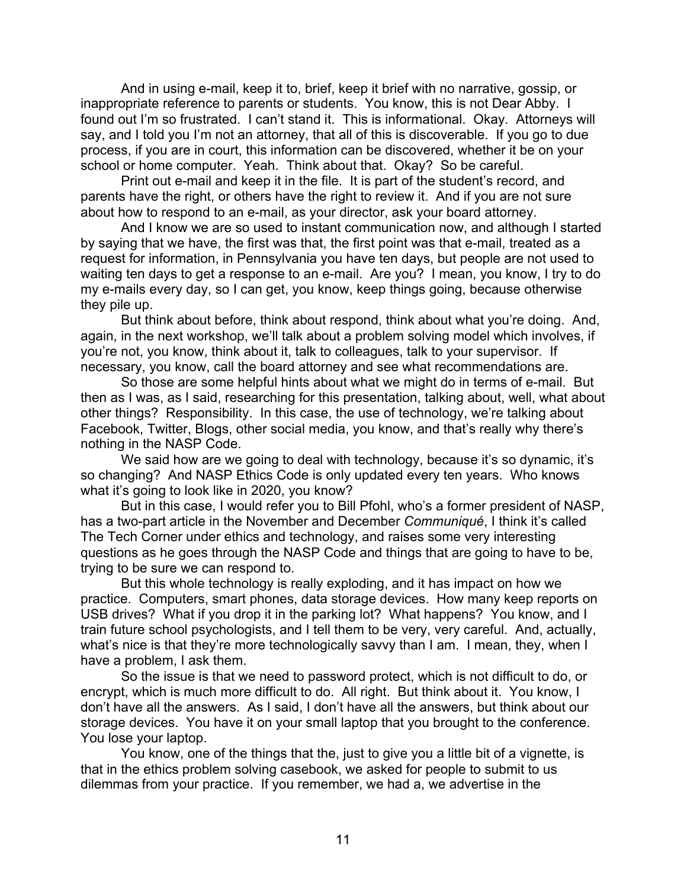And in using e-mail, keep it to, brief, keep it brief with no narrative, gossip, or inappropriate reference to parents or students. You know, this is not Dear Abby. I found out I'm so frustrated. I can't stand it. This is informational. Okay. Attorneys will say, and I told you I'm not an attorney, that all of this is discoverable. If you go to due process, if you are in court, this information can be discovered, whether it be on your school or home computer. Yeah. Think about that. Okay? So be careful.

Print out e-mail and keep it in the file. It is part of the student's record, and parents have the right, or others have the right to review it. And if you are not sure about how to respond to an e-mail, as your director, ask your board attorney.

And I know we are so used to instant communication now, and although I started by saying that we have, the first was that, the first point was that e-mail, treated as a request for information, in Pennsylvania you have ten days, but people are not used to waiting ten days to get a response to an e-mail. Are you? I mean, you know, I try to do my e-mails every day, so I can get, you know, keep things going, because otherwise they pile up.

But think about before, think about respond, think about what you're doing. And, again, in the next workshop, we'll talk about a problem solving model which involves, if you're not, you know, think about it, talk to colleagues, talk to your supervisor. If necessary, you know, call the board attorney and see what recommendations are.

So those are some helpful hints about what we might do in terms of e-mail. But then as I was, as I said, researching for this presentation, talking about, well, what about other things? Responsibility. In this case, the use of technology, we're talking about Facebook, Twitter, Blogs, other social media, you know, and that's really why there's nothing in the NASP Code.

We said how are we going to deal with technology, because it's so dynamic, it's so changing? And NASP Ethics Code is only updated every ten years. Who knows what it's going to look like in 2020, you know?

But in this case, I would refer you to Bill Pfohl, who's a former president of NASP, has a two-part article in the November and December *Communiqué*, I think it's called The Tech Corner under ethics and technology, and raises some very interesting questions as he goes through the NASP Code and things that are going to have to be, trying to be sure we can respond to.

But this whole technology is really exploding, and it has impact on how we practice. Computers, smart phones, data storage devices. How many keep reports on USB drives? What if you drop it in the parking lot? What happens? You know, and I train future school psychologists, and I tell them to be very, very careful. And, actually, what's nice is that they're more technologically savvy than I am. I mean, they, when I have a problem, I ask them.

So the issue is that we need to password protect, which is not difficult to do, or encrypt, which is much more difficult to do. All right. But think about it. You know, I don't have all the answers. As I said, I don't have all the answers, but think about our storage devices. You have it on your small laptop that you brought to the conference. You lose your laptop.

You know, one of the things that the, just to give you a little bit of a vignette, is that in the ethics problem solving casebook, we asked for people to submit to us dilemmas from your practice. If you remember, we had a, we advertise in the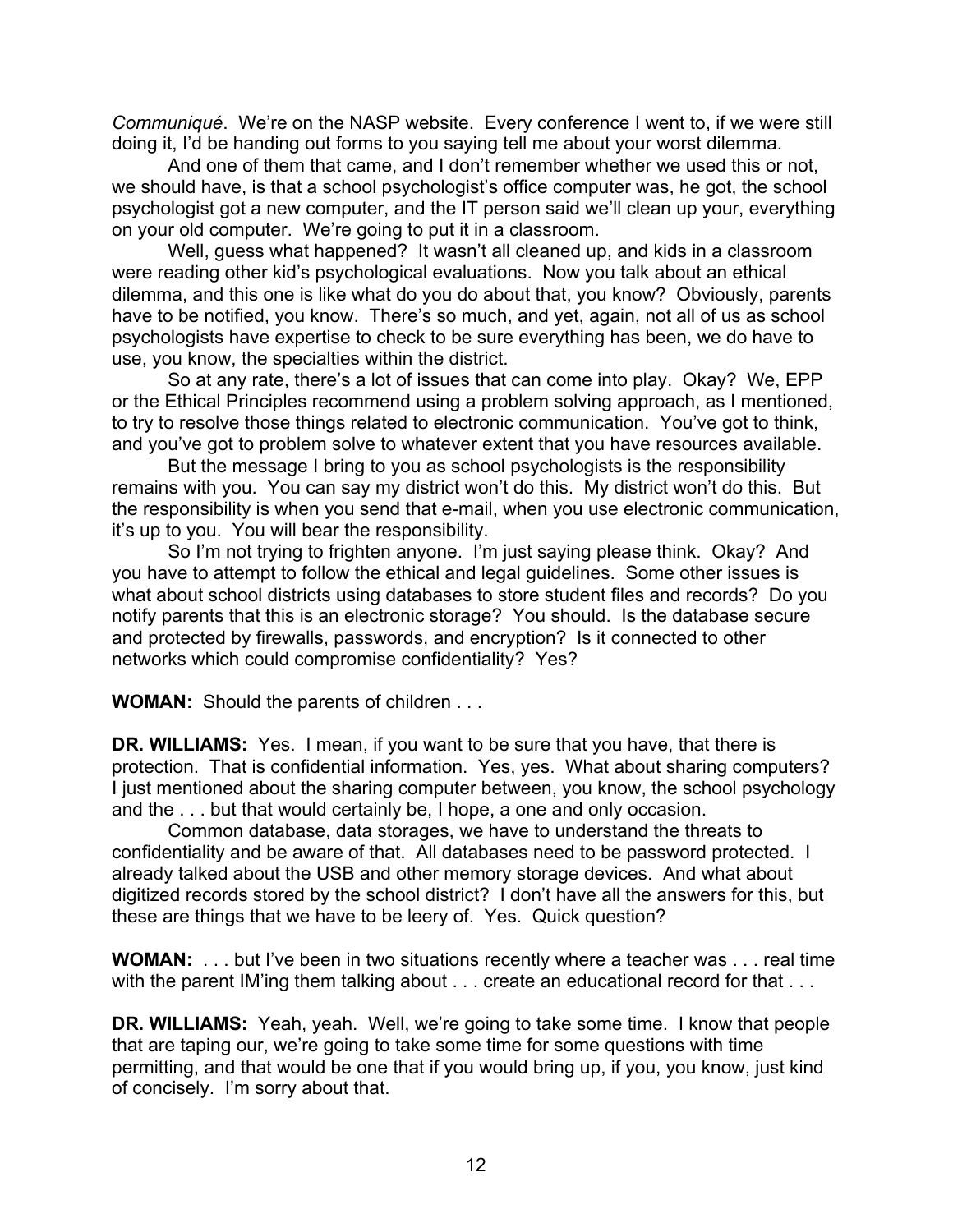*Communiqué*. We're on the NASP website. Every conference I went to, if we were still doing it, I'd be handing out forms to you saying tell me about your worst dilemma.

And one of them that came, and I don't remember whether we used this or not, we should have, is that a school psychologist's office computer was, he got, the school psychologist got a new computer, and the IT person said we'll clean up your, everything on your old computer. We're going to put it in a classroom.

Well, guess what happened? It wasn't all cleaned up, and kids in a classroom were reading other kid's psychological evaluations. Now you talk about an ethical dilemma, and this one is like what do you do about that, you know? Obviously, parents have to be notified, you know. There's so much, and yet, again, not all of us as school psychologists have expertise to check to be sure everything has been, we do have to use, you know, the specialties within the district.

So at any rate, there's a lot of issues that can come into play. Okay? We, EPP or the Ethical Principles recommend using a problem solving approach, as I mentioned, to try to resolve those things related to electronic communication. You've got to think, and you've got to problem solve to whatever extent that you have resources available.

But the message I bring to you as school psychologists is the responsibility remains with you. You can say my district won't do this. My district won't do this. But the responsibility is when you send that e-mail, when you use electronic communication, it's up to you. You will bear the responsibility.

So I'm not trying to frighten anyone. I'm just saying please think. Okay? And you have to attempt to follow the ethical and legal guidelines. Some other issues is what about school districts using databases to store student files and records? Do you notify parents that this is an electronic storage? You should. Is the database secure and protected by firewalls, passwords, and encryption? Is it connected to other networks which could compromise confidentiality? Yes?

**WOMAN:** Should the parents of children . . .

**DR. WILLIAMS:** Yes. I mean, if you want to be sure that you have, that there is protection. That is confidential information. Yes, yes. What about sharing computers? I just mentioned about the sharing computer between, you know, the school psychology and the . . . but that would certainly be, I hope, a one and only occasion.

Common database, data storages, we have to understand the threats to confidentiality and be aware of that. All databases need to be password protected. I already talked about the USB and other memory storage devices. And what about digitized records stored by the school district? I don't have all the answers for this, but these are things that we have to be leery of. Yes. Quick question?

**WOMAN:** . . . but I've been in two situations recently where a teacher was . . . real time with the parent IM'ing them talking about . . . create an educational record for that . . .

**DR. WILLIAMS:** Yeah, yeah. Well, we're going to take some time. I know that people that are taping our, we're going to take some time for some questions with time permitting, and that would be one that if you would bring up, if you, you know, just kind of concisely. I'm sorry about that.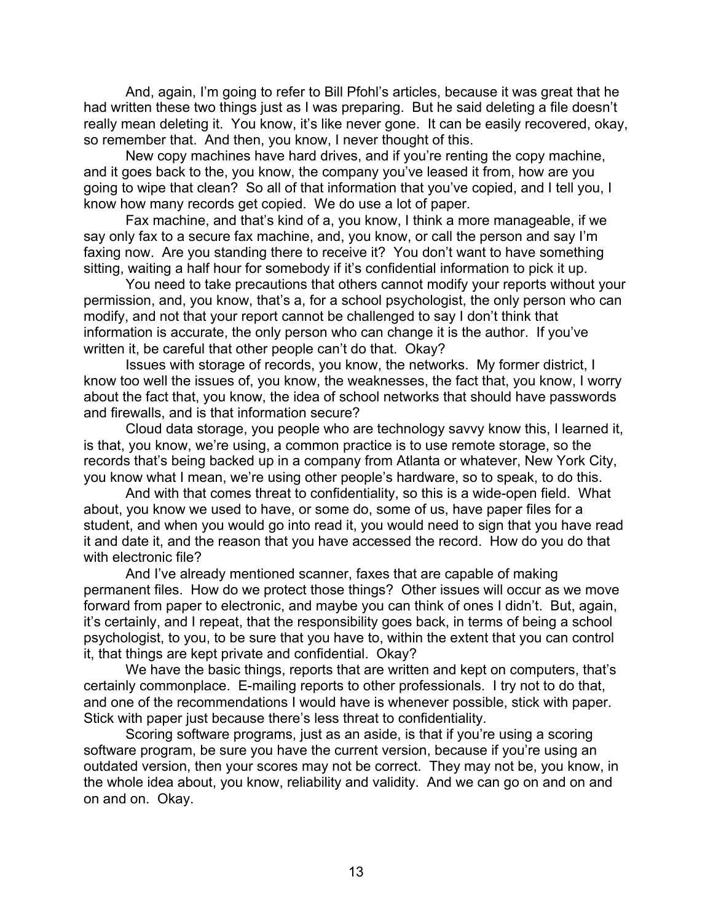And, again, I'm going to refer to Bill Pfohl's articles, because it was great that he had written these two things just as I was preparing. But he said deleting a file doesn't really mean deleting it. You know, it's like never gone. It can be easily recovered, okay, so remember that. And then, you know, I never thought of this.

New copy machines have hard drives, and if you're renting the copy machine, and it goes back to the, you know, the company you've leased it from, how are you going to wipe that clean? So all of that information that you've copied, and I tell you, I know how many records get copied. We do use a lot of paper.

Fax machine, and that's kind of a, you know, I think a more manageable, if we say only fax to a secure fax machine, and, you know, or call the person and say I'm faxing now. Are you standing there to receive it? You don't want to have something sitting, waiting a half hour for somebody if it's confidential information to pick it up.

You need to take precautions that others cannot modify your reports without your permission, and, you know, that's a, for a school psychologist, the only person who can modify, and not that your report cannot be challenged to say I don't think that information is accurate, the only person who can change it is the author. If you've written it, be careful that other people can't do that. Okay?

Issues with storage of records, you know, the networks. My former district, I know too well the issues of, you know, the weaknesses, the fact that, you know, I worry about the fact that, you know, the idea of school networks that should have passwords and firewalls, and is that information secure?

Cloud data storage, you people who are technology savvy know this, I learned it, is that, you know, we're using, a common practice is to use remote storage, so the records that's being backed up in a company from Atlanta or whatever, New York City, you know what I mean, we're using other people's hardware, so to speak, to do this.

And with that comes threat to confidentiality, so this is a wide-open field. What about, you know we used to have, or some do, some of us, have paper files for a student, and when you would go into read it, you would need to sign that you have read it and date it, and the reason that you have accessed the record. How do you do that with electronic file?

And I've already mentioned scanner, faxes that are capable of making permanent files. How do we protect those things? Other issues will occur as we move forward from paper to electronic, and maybe you can think of ones I didn't. But, again, it's certainly, and I repeat, that the responsibility goes back, in terms of being a school psychologist, to you, to be sure that you have to, within the extent that you can control it, that things are kept private and confidential. Okay?

We have the basic things, reports that are written and kept on computers, that's certainly commonplace. E-mailing reports to other professionals. I try not to do that, and one of the recommendations I would have is whenever possible, stick with paper. Stick with paper just because there's less threat to confidentiality.

Scoring software programs, just as an aside, is that if you're using a scoring software program, be sure you have the current version, because if you're using an outdated version, then your scores may not be correct. They may not be, you know, in the whole idea about, you know, reliability and validity. And we can go on and on and on and on. Okay.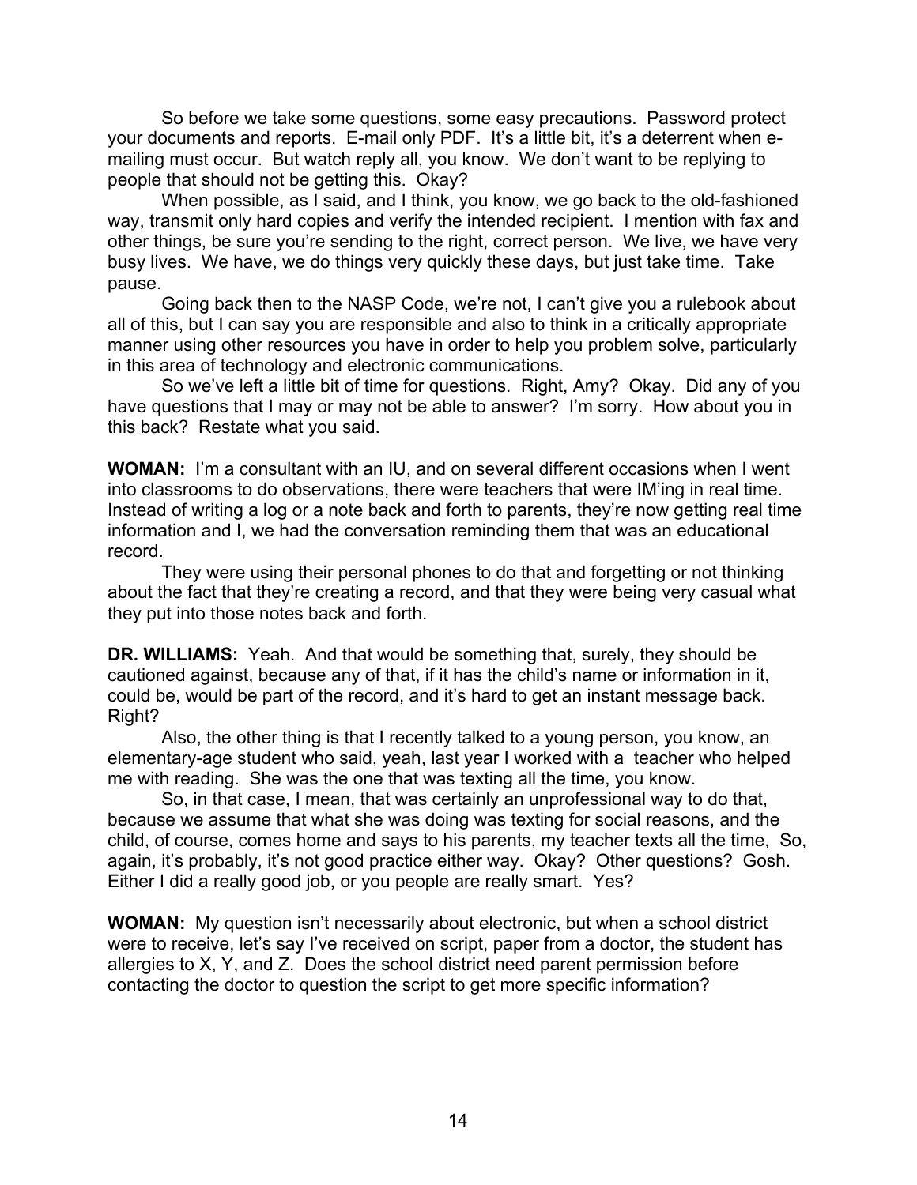So before we take some questions, some easy precautions. Password protect your documents and reports. E-mail only PDF. It's a little bit, it's a deterrent when e-mailing must occur. But watch reply all, you know. We don't want to be replying to people that should not be getting this. Okay?

When possible, as I said, and I think, you know, we go back to the old-fashioned way, transmit only hard copies and verify the intended recipient. I mention with fax and other things, be sure you're sending to the right, correct person. We live, we have very busy lives. We have, we do things very quickly these days, but just take time. Take pause.

Going back then to the NASP Code, we're not, I can't give you a rulebook about all of this, but I can say you are responsible and also to think in a critically appropriate manner using other resources you have in order to help you problem solve, particularly in this area of technology and electronic communications.

So we've left a little bit of time for questions. Right, Amy? Okay. Did any of you have questions that I may or may not be able to answer? I'm sorry. How about you in this back? Restate what you said.

**WOMAN:** I'm a consultant with an IU, and on several different occasions when I went into classrooms to do observations, there were teachers that were IM'ing in real time. Instead of writing a log or a note back and forth to parents, they're now getting real time information and I, we had the conversation reminding them that was an educational record.

They were using their personal phones to do that and forgetting or not thinking about the fact that they're creating a record, and that they were being very casual what they put into those notes back and forth.

**DR. WILLIAMS:** Yeah. And that would be something that, surely, they should be cautioned against, because any of that, if it has the child's name or information in it, could be, would be part of the record, and it's hard to get an instant message back. Right?

Also, the other thing is that I recently talked to a young person, you know, an elementary-age student who said, yeah, last year I worked with a teacher who helped me with reading. She was the one that was texting all the time, you know.

So, in that case, I mean, that was certainly an unprofessional way to do that, because we assume that what she was doing was texting for social reasons, and the child, of course, comes home and says to his parents, my teacher texts all the time, So, again, it's probably, it's not good practice either way. Okay? Other questions? Gosh. Either I did a really good job, or you people are really smart. Yes?

**WOMAN:** My question isn't necessarily about electronic, but when a school district were to receive, let's say I've received on script, paper from a doctor, the student has allergies to X, Y, and Z. Does the school district need parent permission before contacting the doctor to question the script to get more specific information?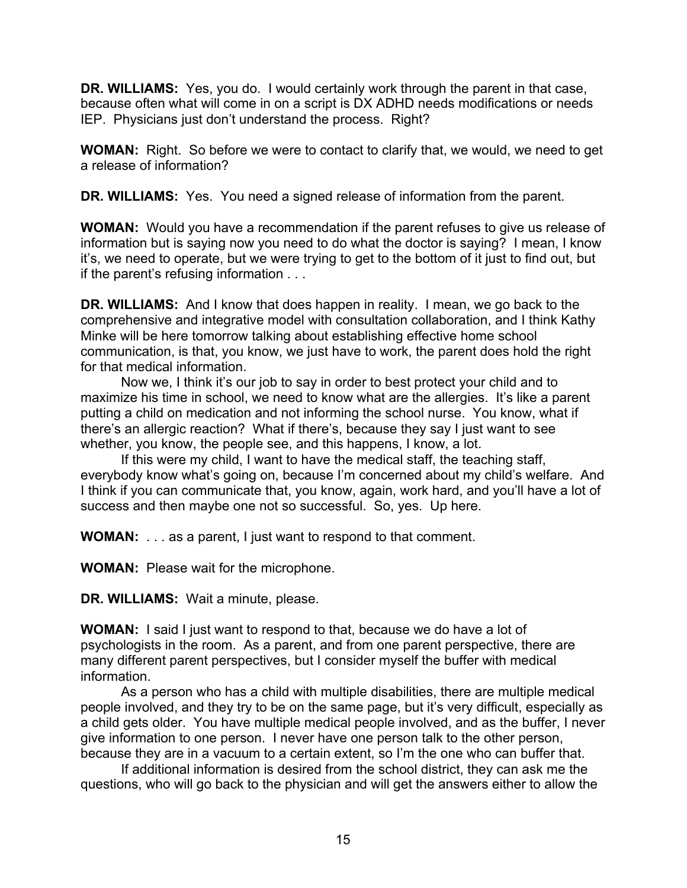**DR. WILLIAMS:** Yes, you do. I would certainly work through the parent in that case, because often what will come in on a script is DX ADHD needs modifications or needs IEP. Physicians just don't understand the process. Right?

**WOMAN:** Right. So before we were to contact to clarify that, we would, we need to get a release of information?

**DR. WILLIAMS:** Yes. You need a signed release of information from the parent.

**WOMAN:** Would you have a recommendation if the parent refuses to give us release of information but is saying now you need to do what the doctor is saying? I mean, I know it's, we need to operate, but we were trying to get to the bottom of it just to find out, but if the parent's refusing information . . .

**DR. WILLIAMS:** And I know that does happen in reality. I mean, we go back to the comprehensive and integrative model with consultation collaboration, and I think Kathy Minke will be here tomorrow talking about establishing effective home school communication, is that, you know, we just have to work, the parent does hold the right for that medical information.

Now we, I think it's our job to say in order to best protect your child and to maximize his time in school, we need to know what are the allergies. It's like a parent putting a child on medication and not informing the school nurse. You know, what if there's an allergic reaction? What if there's, because they say I just want to see whether, you know, the people see, and this happens, I know, a lot.

If this were my child, I want to have the medical staff, the teaching staff, everybody know what's going on, because I'm concerned about my child's welfare. And I think if you can communicate that, you know, again, work hard, and you'll have a lot of success and then maybe one not so successful. So, yes. Up here.

**WOMAN:** . . . as a parent, I just want to respond to that comment.

**WOMAN:** Please wait for the microphone.

**DR. WILLIAMS:** Wait a minute, please.

**WOMAN:** I said I just want to respond to that, because we do have a lot of psychologists in the room. As a parent, and from one parent perspective, there are many different parent perspectives, but I consider myself the buffer with medical information.

As a person who has a child with multiple disabilities, there are multiple medical people involved, and they try to be on the same page, but it's very difficult, especially as a child gets older. You have multiple medical people involved, and as the buffer, I never give information to one person. I never have one person talk to the other person, because they are in a vacuum to a certain extent, so I'm the one who can buffer that.

If additional information is desired from the school district, they can ask me the questions, who will go back to the physician and will get the answers either to allow the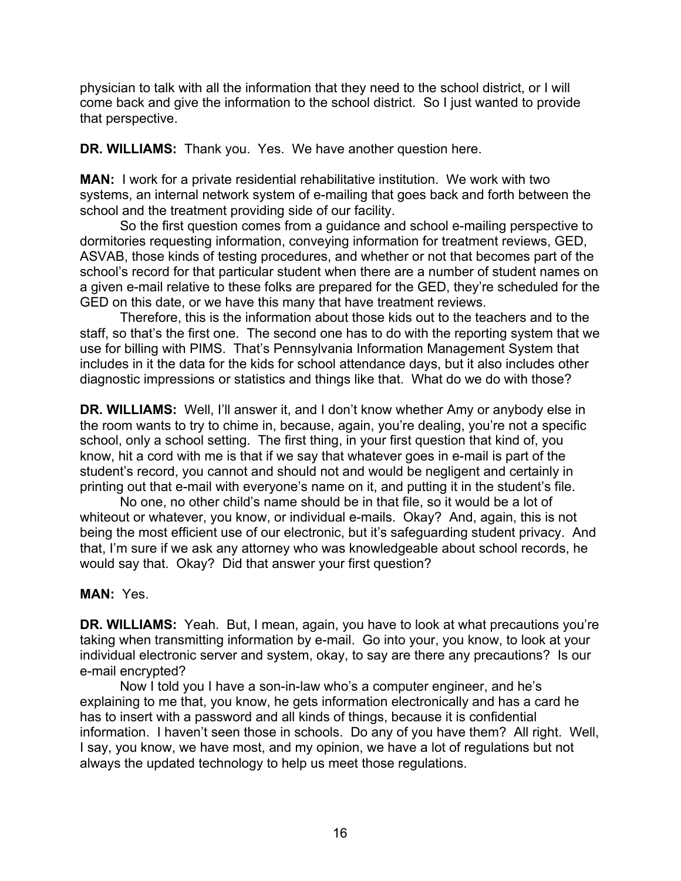physician to talk with all the information that they need to the school district, or I will come back and give the information to the school district. So I just wanted to provide that perspective.

**DR. WILLIAMS:** Thank you. Yes. We have another question here.

**MAN:** I work for a private residential rehabilitative institution. We work with two systems, an internal network system of e-mailing that goes back and forth between the school and the treatment providing side of our facility.

So the first question comes from a guidance and school e-mailing perspective to dormitories requesting information, conveying information for treatment reviews, GED, ASVAB, those kinds of testing procedures, and whether or not that becomes part of the school's record for that particular student when there are a number of student names on a given e-mail relative to these folks are prepared for the GED, they're scheduled for the GED on this date, or we have this many that have treatment reviews.

Therefore, this is the information about those kids out to the teachers and to the staff, so that's the first one. The second one has to do with the reporting system that we use for billing with PIMS. That's Pennsylvania Information Management System that includes in it the data for the kids for school attendance days, but it also includes other diagnostic impressions or statistics and things like that. What do we do with those?

**DR. WILLIAMS:** Well, I'll answer it, and I don't know whether Amy or anybody else in the room wants to try to chime in, because, again, you're dealing, you're not a specific school, only a school setting. The first thing, in your first question that kind of, you know, hit a cord with me is that if we say that whatever goes in e-mail is part of the student's record, you cannot and should not and would be negligent and certainly in printing out that e-mail with everyone's name on it, and putting it in the student's file.

No one, no other child's name should be in that file, so it would be a lot of whiteout or whatever, you know, or individual e-mails. Okay? And, again, this is not being the most efficient use of our electronic, but it's safeguarding student privacy. And that, I'm sure if we ask any attorney who was knowledgeable about school records, he would say that. Okay? Did that answer your first question?

**MAN:** Yes.

**DR. WILLIAMS:** Yeah. But, I mean, again, you have to look at what precautions you're taking when transmitting information by e-mail. Go into your, you know, to look at your individual electronic server and system, okay, to say are there any precautions? Is our e-mail encrypted?

Now I told you I have a son-in-law who's a computer engineer, and he's explaining to me that, you know, he gets information electronically and has a card he has to insert with a password and all kinds of things, because it is confidential information. I haven't seen those in schools. Do any of you have them? All right. Well, I say, you know, we have most, and my opinion, we have a lot of regulations but not always the updated technology to help us meet those regulations.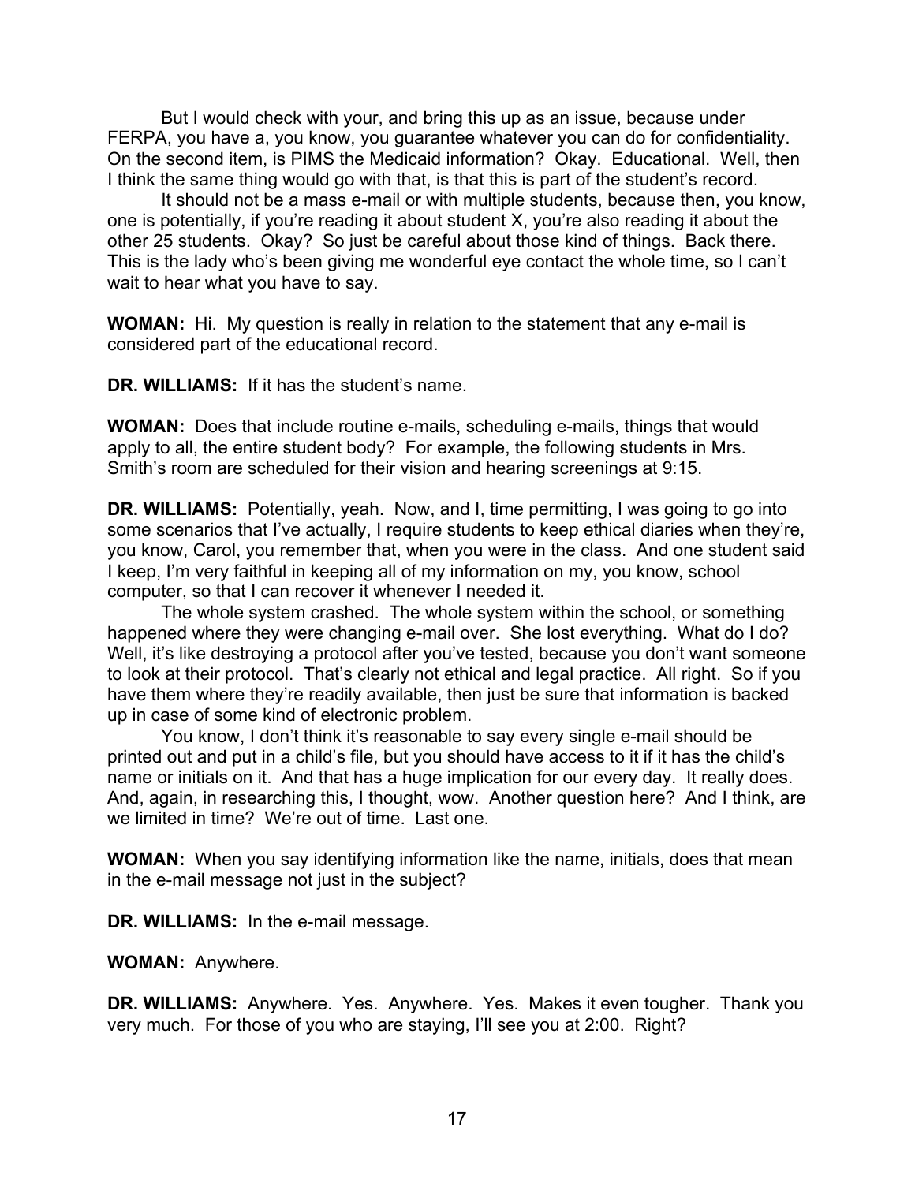But I would check with your, and bring this up as an issue, because under FERPA, you have a, you know, you guarantee whatever you can do for confidentiality. On the second item, is PIMS the Medicaid information? Okay. Educational. Well, then I think the same thing would go with that, is that this is part of the student's record.

It should not be a mass e-mail or with multiple students, because then, you know, one is potentially, if you're reading it about student X, you're also reading it about the other 25 students. Okay? So just be careful about those kind of things. Back there. This is the lady who's been giving me wonderful eye contact the whole time, so I can't wait to hear what you have to say.

**WOMAN:** Hi. My question is really in relation to the statement that any e-mail is considered part of the educational record.

**DR. WILLIAMS:** If it has the student's name.

**WOMAN:** Does that include routine e-mails, scheduling e-mails, things that would apply to all, the entire student body? For example, the following students in Mrs. Smith's room are scheduled for their vision and hearing screenings at 9:15.

**DR. WILLIAMS:** Potentially, yeah. Now, and I, time permitting, I was going to go into some scenarios that I've actually, I require students to keep ethical diaries when they're, you know, Carol, you remember that, when you were in the class. And one student said I keep, I'm very faithful in keeping all of my information on my, you know, school computer, so that I can recover it whenever I needed it.

The whole system crashed. The whole system within the school, or something happened where they were changing e-mail over. She lost everything. What do I do? Well, it's like destroying a protocol after you've tested, because you don't want someone to look at their protocol. That's clearly not ethical and legal practice. All right. So if you have them where they're readily available, then just be sure that information is backed up in case of some kind of electronic problem.

You know, I don't think it's reasonable to say every single e-mail should be printed out and put in a child's file, but you should have access to it if it has the child's name or initials on it. And that has a huge implication for our every day. It really does. And, again, in researching this, I thought, wow. Another question here? And I think, are we limited in time? We're out of time. Last one.

**WOMAN:** When you say identifying information like the name, initials, does that mean in the e-mail message not just in the subject?

**DR. WILLIAMS:** In the e-mail message.

**WOMAN:** Anywhere.

**DR. WILLIAMS:** Anywhere. Yes. Anywhere. Yes. Makes it even tougher. Thank you very much. For those of you who are staying, I'll see you at 2:00. Right?